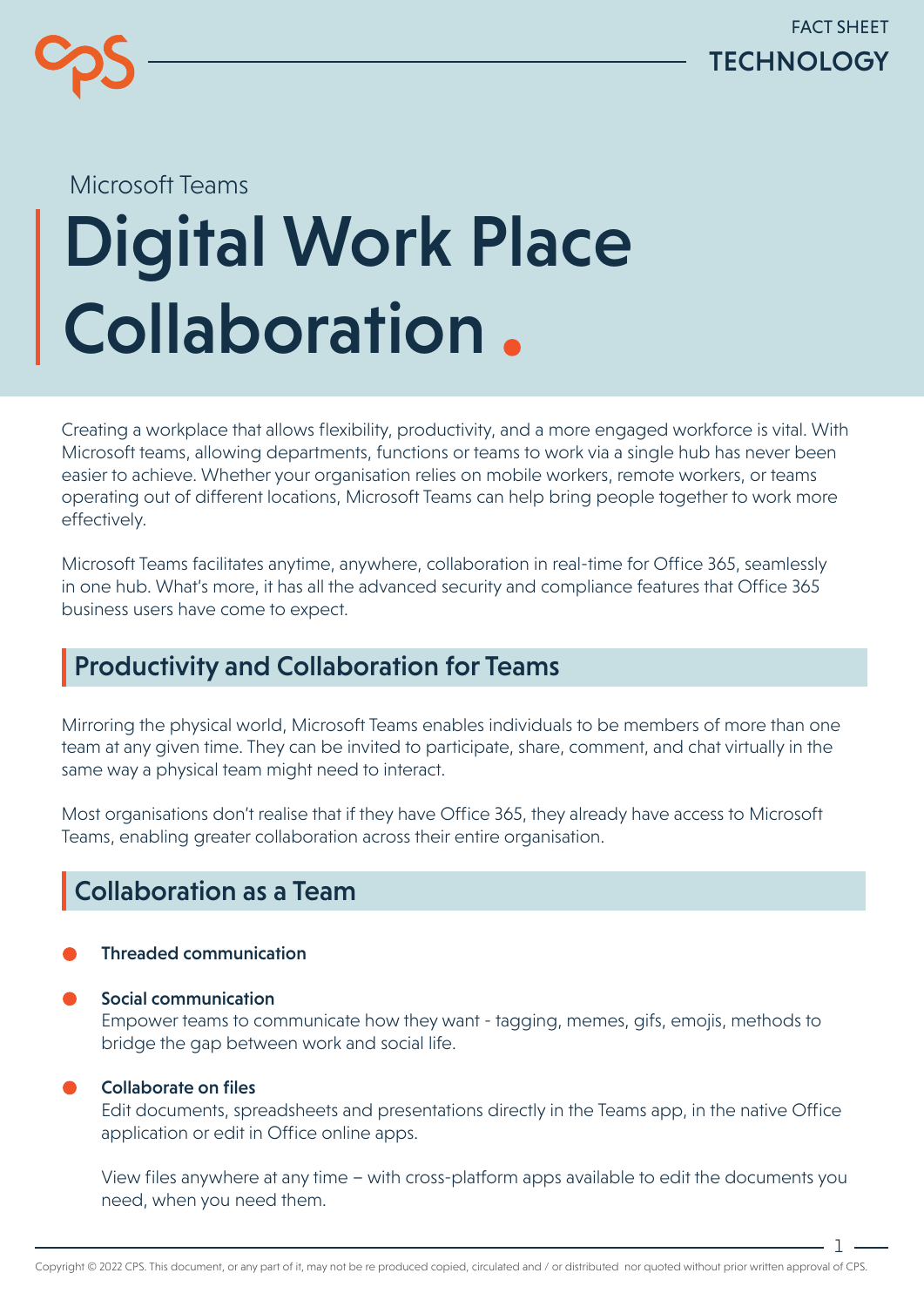FACT SHEET

TECHNOLOGY

Microsoft Teams

# Digital Work Place Collaboration.

Creating a workplace that allows flexibility, productivity, and a more engaged workforce is vital. With Microsoft teams, allowing departments, functions or teams to work via a single hub has never been easier to achieve. Whether your organisation relies on mobile workers, remote workers, or teams operating out of different locations, Microsoft Teams can help bring people together to work more effectively.

Microsoft Teams facilitates anytime, anywhere, collaboration in real-time for Office 365, seamlessly in one hub. What's more, it has all the advanced security and compliance features that Office 365 business users have come to expect.

## Productivity and Collaboration for Teams

Mirroring the physical world, Microsoft Teams enables individuals to be members of more than one team at any given time. They can be invited to participate, share, comment, and chat virtually in the same way a physical team might need to interact.

Most organisations don't realise that if they have Office 365, they already have access to Microsoft Teams, enabling greater collaboration across their entire organisation.

## Collaboration as a Team

- **Threaded communication**

- **Social communication**
  Empower teams to communicate how they want - tagging, memes, gifs, emojis, methods to bridge the gap between work and social life.

- **Collaborate on files**
  Edit documents, spreadsheets and presentations directly in the Teams app, in the native Office application or edit in Office online apps.

  View files anywhere at any time – with cross-platform apps available to edit the documents you need, when you need them.

Copyright © 2022 CPS. This document, or any part of it, may not be re produced copied, circulated and / or distributed nor quoted without prior written approval of CPS.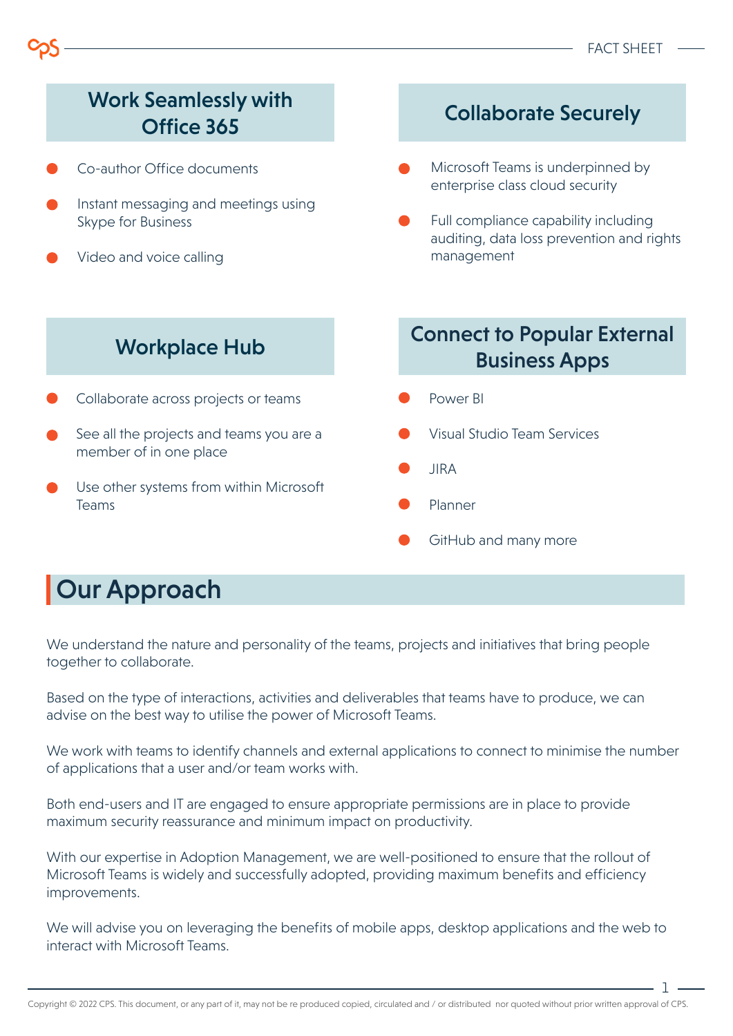## Work Seamlessly with Office 365

- Co-author Office documents
- Instant messaging and meetings using Skype for Business
- Video and voice calling

## Collaborate Securely

- Microsoft Teams is underpinned by enterprise class cloud security
- Full compliance capability including auditing, data loss prevention and rights management

## Workplace Hub

- Collaborate across projects or teams
- See all the projects and teams you are a member of in one place
- Use other systems from within Microsoft Teams

## Connect to Popular External Business Apps

- Power BI
- Visual Studio Team Services
- JIRA
- Planner
- GitHub and many more

# Our Approach

We understand the nature and personality of the teams, projects and initiatives that bring people together to collaborate.

Based on the type of interactions, activities and deliverables that teams have to produce, we can advise on the best way to utilise the power of Microsoft Teams.

We work with teams to identify channels and external applications to connect to minimise the number of applications that a user and/or team works with.

Both end-users and IT are engaged to ensure appropriate permissions are in place to provide maximum security reassurance and minimum impact on productivity.

With our expertise in Adoption Management, we are well-positioned to ensure that the rollout of Microsoft Teams is widely and successfully adopted, providing maximum benefits and efficiency improvements.

We will advise you on leveraging the benefits of mobile apps, desktop applications and the web to interact with Microsoft Teams.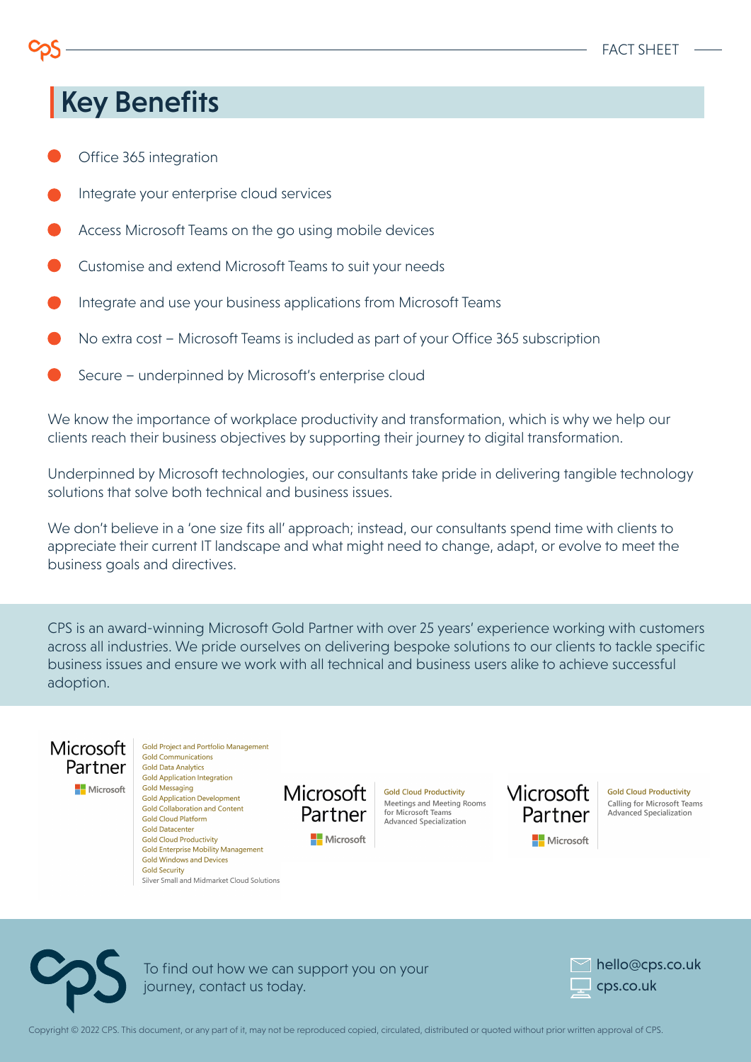## Key Benefits

- Office 365 integration
- Integrate your enterprise cloud services
- Access Microsoft Teams on the go using mobile devices
- Customise and extend Microsoft Teams to suit your needs
- Integrate and use your business applications from Microsoft Teams
- No extra cost – Microsoft Teams is included as part of your Office 365 subscription
- Secure – underpinned by Microsoft's enterprise cloud

We know the importance of workplace productivity and transformation, which is why we help our clients reach their business objectives by supporting their journey to digital transformation.

Underpinned by Microsoft technologies, our consultants take pride in delivering tangible technology solutions that solve both technical and business issues.

We don't believe in a 'one size fits all' approach; instead, our consultants spend time with clients to appreciate their current IT landscape and what might need to change, adapt, or evolve to meet the business goals and directives.

CPS is an award-winning Microsoft Gold Partner with over 25 years' experience working with customers across all industries. We pride ourselves on delivering bespoke solutions to our clients to tackle specific business issues and ensure we work with all technical and business users alike to achieve successful adoption.

Microsoft Partner
Microsoft

Gold Project and Portfolio Management
Gold Communications
Gold Data Analytics
Gold Application Integration
Gold Messaging
Gold Application Development
Gold Collaboration and Content
Gold Cloud Platform
Gold Datacenter
Gold Cloud Productivity
Gold Enterprise Mobility Management
Gold Windows and Devices
Gold Security
Silver Small and Midmarket Cloud Solutions

Microsoft Partner
Microsoft

Gold Cloud Productivity
Meetings and Meeting Rooms for Microsoft Teams Advanced Specialization

Microsoft Partner
Microsoft

Gold Cloud Productivity
Calling for Microsoft Teams Advanced Specialization

To find out how we can support you on your journey, contact us today.

hello@cps.co.uk
cps.co.uk

Copyright © 2022 CPS. This document, or any part of it, may not be reproduced copied, circulated, distributed or quoted without prior written approval of CPS.